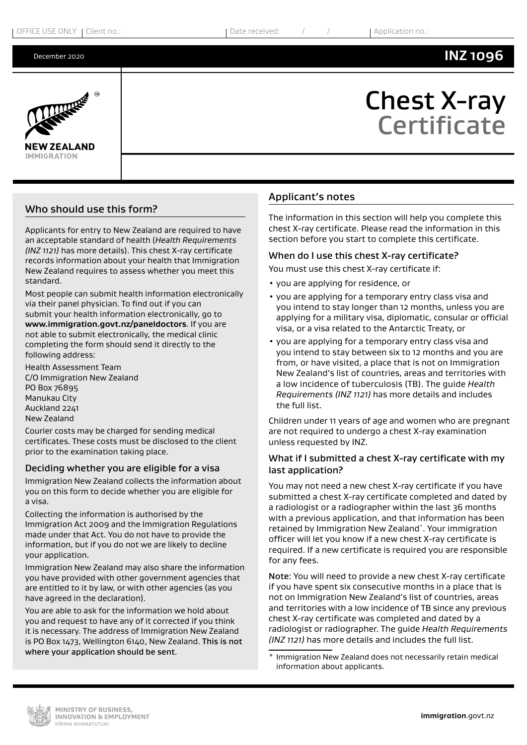OFFICE USE ONLY | Client no.: | Date received: / / | Application no.:

December 2020

**INZ 1096**

NEW ZEALAND IMMIGRATION

# Chest X-ray Certificate

## Who should use this form?

Applicants for entry to New Zealand are required to have an acceptable standard of health (*Health Requirements (INZ 1121)* has more details). This chest X-ray certificate records information about your health that Immigration New Zealand requires to assess whether you meet this standard.

Most people can submit health information electronically via their panel physician. To find out if you can submit your health information electronically, go to **www.immigration.govt.nz/paneldoctors**. If you are not able to submit electronically, the medical clinic completing the form should send it directly to the following address:

Health Assessment Team
C/O Immigration New Zealand
PO Box 76895
Manukau City
Auckland 2241
New Zealand

Courier costs may be charged for sending medical certificates. These costs must be disclosed to the client prior to the examination taking place.

### Deciding whether you are eligible for a visa

Immigration New Zealand collects the information about you on this form to decide whether you are eligible for a visa.

Collecting the information is authorised by the Immigration Act 2009 and the Immigration Regulations made under that Act. You do not have to provide the information, but if you do not we are likely to decline your application.

Immigration New Zealand may also share the information you have provided with other government agencies that are entitled to it by law, or with other agencies (as you have agreed in the declaration).

You are able to ask for the information we hold about you and request to have any of it corrected if you think it is necessary. The address of Immigration New Zealand is PO Box 1473, Wellington 6140, New Zealand. **This is not where your application should be sent**.

## Applicant's notes

The information in this section will help you complete this chest X-ray certificate. Please read the information in this section before you start to complete this certificate.

### When do I use this chest X-ray certificate?

You must use this chest X-ray certificate if:

- you are applying for residence, or
- you are applying for a temporary entry class visa and you intend to stay longer than 12 months, unless you are applying for a military visa, diplomatic, consular or official visa, or a visa related to the Antarctic Treaty, or
- you are applying for a temporary entry class visa and you intend to stay between six to 12 months and you are from, or have visited, a place that is not on Immigration New Zealand's list of countries, areas and territories with a low incidence of tuberculosis (TB). The guide *Health Requirements (INZ 1121)* has more details and includes the full list.

Children under 11 years of age and women who are pregnant are not required to undergo a chest X-ray examination unless requested by INZ.

### What if I submitted a chest X-ray certificate with my last application?

You may not need a new chest X-ray certificate if you have submitted a chest X-ray certificate completed and dated by a radiologist or a radiographer within the last 36 months with a previous application, and that information has been retained by Immigration New Zealand*. Your immigration officer will let you know if a new chest X-ray certificate is required. If a new certificate is required you are responsible for any fees.

**Note**: You will need to provide a new chest X-ray certificate if you have spent six consecutive months in a place that is not on Immigration New Zealand's list of countries, areas and territories with a low incidence of TB since any previous chest X-ray certificate was completed and dated by a radiologist or radiographer. The guide *Health Requirements (INZ 1121)* has more details and includes the full list.

\* Immigration New Zealand does not necessarily retain medical information about applicants.

MINISTRY OF BUSINESS, INNOVATION & EMPLOYMENT
HĪKINA WHAKATUTUKI

**immigration**.govt.nz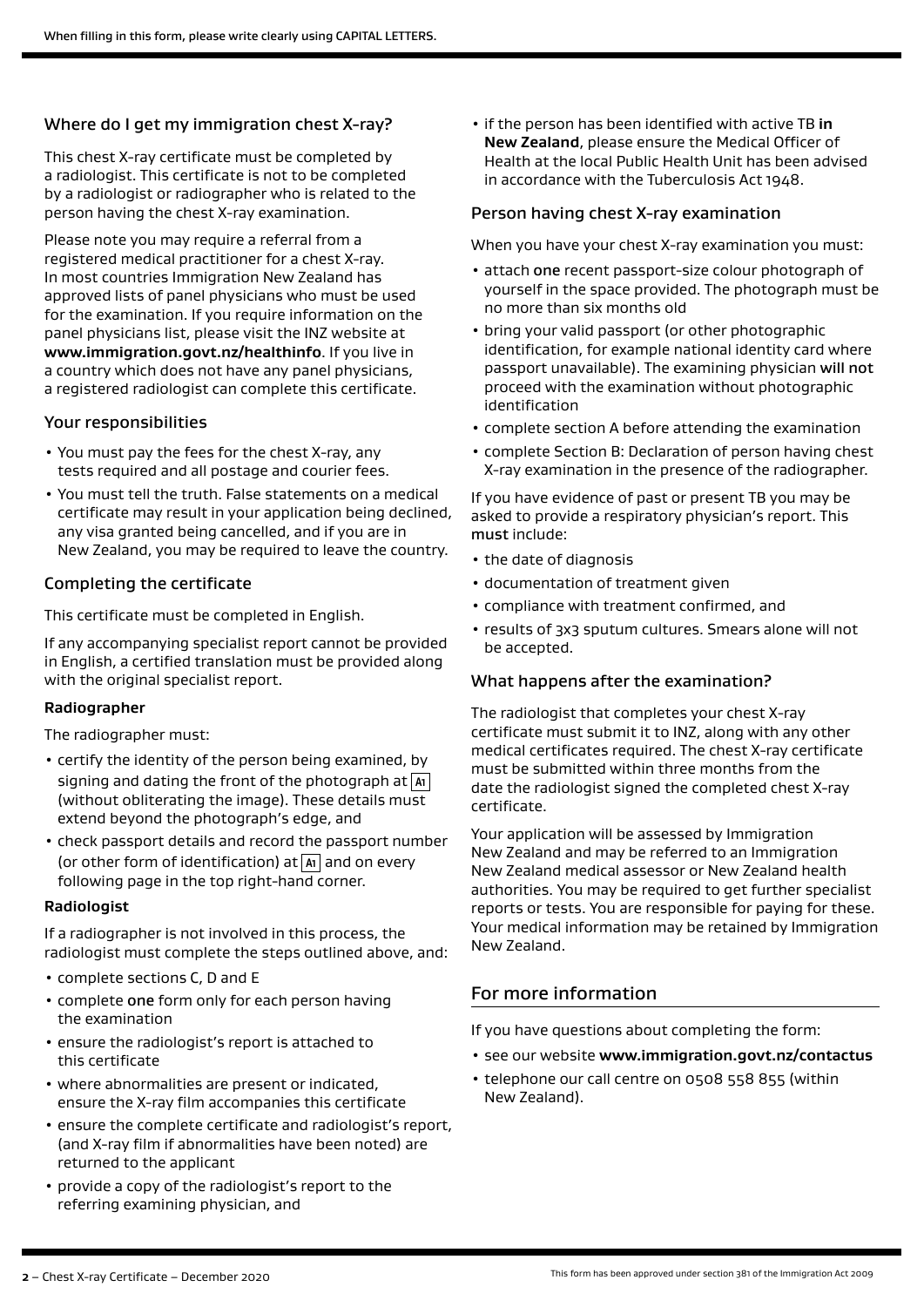When filling in this form, please write clearly using CAPITAL LETTERS.

### Where do I get my immigration chest X-ray?

This chest X-ray certificate must be completed by a radiologist. This certificate is not to be completed by a radiologist or radiographer who is related to the person having the chest X-ray examination.

Please note you may require a referral from a registered medical practitioner for a chest X-ray. In most countries Immigration New Zealand has approved lists of panel physicians who must be used for the examination. If you require information on the panel physicians list, please visit the INZ website at **www.immigration.govt.nz/healthinfo**. If you live in a country which does not have any panel physicians, a registered radiologist can complete this certificate.

### Your responsibilities

- You must pay the fees for the chest X-ray, any tests required and all postage and courier fees.
- You must tell the truth. False statements on a medical certificate may result in your application being declined, any visa granted being cancelled, and if you are in New Zealand, you may be required to leave the country.

### Completing the certificate

This certificate must be completed in English.

If any accompanying specialist report cannot be provided in English, a certified translation must be provided along with the original specialist report.

**Radiographer**

The radiographer must:

- certify the identity of the person being examined, by signing and dating the front of the photograph at A1 (without obliterating the image). These details must extend beyond the photograph's edge, and
- check passport details and record the passport number (or other form of identification) at A1 and on every following page in the top right-hand corner.

**Radiologist**

If a radiographer is not involved in this process, the radiologist must complete the steps outlined above, and:

- complete sections C, D and E
- complete **one** form only for each person having the examination
- ensure the radiologist's report is attached to this certificate
- where abnormalities are present or indicated, ensure the X-ray film accompanies this certificate
- ensure the complete certificate and radiologist's report, (and X-ray film if abnormalities have been noted) are returned to the applicant
- provide a copy of the radiologist's report to the referring examining physician, and
- if the person has been identified with active TB **in New Zealand**, please ensure the Medical Officer of Health at the local Public Health Unit has been advised in accordance with the Tuberculosis Act 1948.

### Person having chest X-ray examination

When you have your chest X-ray examination you must:

- attach **one** recent passport-size colour photograph of yourself in the space provided. The photograph must be no more than six months old
- bring your valid passport (or other photographic identification, for example national identity card where passport unavailable). The examining physician **will not** proceed with the examination without photographic identification
- complete section A before attending the examination
- complete Section B: Declaration of person having chest X-ray examination in the presence of the radiographer.

If you have evidence of past or present TB you may be asked to provide a respiratory physician's report. This **must** include:

- the date of diagnosis
- documentation of treatment given
- compliance with treatment confirmed, and
- results of 3x3 sputum cultures. Smears alone will not be accepted.

### What happens after the examination?

The radiologist that completes your chest X-ray certificate must submit it to INZ, along with any other medical certificates required. The chest X-ray certificate must be submitted within three months from the date the radiologist signed the completed chest X-ray certificate.

Your application will be assessed by Immigration New Zealand and may be referred to an Immigration New Zealand medical assessor or New Zealand health authorities. You may be required to get further specialist reports or tests. You are responsible for paying for these. Your medical information may be retained by Immigration New Zealand.

## For more information

If you have questions about completing the form:

- see our website **www.immigration.govt.nz/contactus**
- telephone our call centre on 0508 558 855 (within New Zealand).

This form has been approved under section 381 of the Immigration Act 2009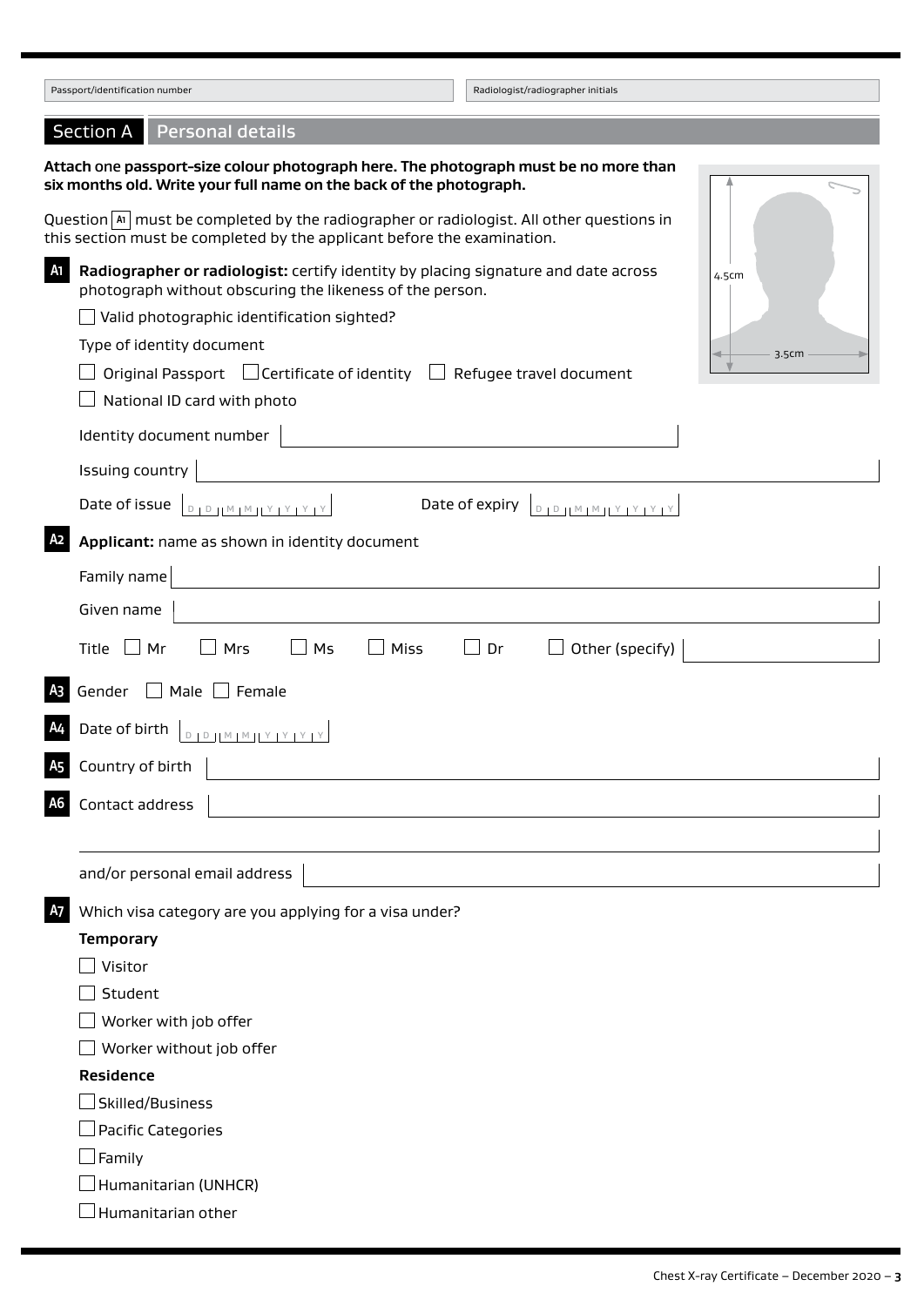Passport/identification number

Radiologist/radiographer initials

## Section A Personal details

**Attach one passport-size colour photograph here. The photograph must be no more than six months old. Write your full name on the back of the photograph.**

4.5cm

3.5cm

Question A1 must be completed by the radiographer or radiologist. All other questions in this section must be completed by the applicant before the examination.

**A1** **Radiographer or radiologist:** certify identity by placing signature and date across photograph without obscuring the likeness of the person.

☐ Valid photographic identification sighted?

Type of identity document

☐ Original Passport ☐ Certificate of identity ☐ Refugee travel document

☐ National ID card with photo

Identity document number

Issuing country

Date of issue DD MM YYYY Date of expiry DD MM YYYY

**A2** **Applicant:** name as shown in identity document

Family name

Given name

Title ☐ Mr ☐ Mrs ☐ Ms ☐ Miss ☐ Dr ☐ Other (specify)

**A3** Gender ☐ Male ☐ Female

**A4** Date of birth DD MM YYYY

**A5** Country of birth

**A6** Contact address

and/or personal email address

**A7** Which visa category are you applying for a visa under?

**Temporary**

☐ Visitor

☐ Student

☐ Worker with job offer

☐ Worker without job offer

**Residence**

☐ Skilled/Business

☐ Pacific Categories

☐ Family

☐ Humanitarian (UNHCR)

☐ Humanitarian other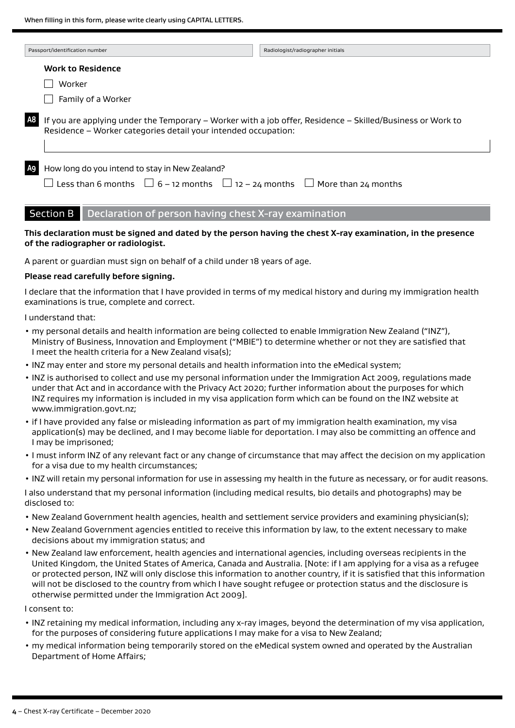When filling in this form, please write clearly using CAPITAL LETTERS.

| Passport/identification number | Radiologist/radiographer initials |
| --- | --- |
| | |

**Work to Residence**

☐ Worker

☐ Family of a Worker

**A8** If you are applying under the Temporary – Worker with a job offer, Residence – Skilled/Business or Work to Residence – Worker categories detail your intended occupation:

______________________________

**A9** How long do you intend to stay in New Zealand?

☐ Less than 6 months ☐ 6 – 12 months ☐ 12 – 24 months ☐ More than 24 months

## Section B Declaration of person having chest X-ray examination

**This declaration must be signed and dated by the person having the chest X-ray examination, in the presence of the radiographer or radiologist.**

A parent or guardian must sign on behalf of a child under 18 years of age.

**Please read carefully before signing.**

I declare that the information that I have provided in terms of my medical history and during my immigration health examinations is true, complete and correct.

I understand that:

- my personal details and health information are being collected to enable Immigration New Zealand ("INZ"), Ministry of Business, Innovation and Employment ("MBIE") to determine whether or not they are satisfied that I meet the health criteria for a New Zealand visa(s);
- INZ may enter and store my personal details and health information into the eMedical system;
- INZ is authorised to collect and use my personal information under the Immigration Act 2009, regulations made under that Act and in accordance with the Privacy Act 2020; further information about the purposes for which INZ requires my information is included in my visa application form which can be found on the INZ website at www.immigration.govt.nz;
- if I have provided any false or misleading information as part of my immigration health examination, my visa application(s) may be declined, and I may become liable for deportation. I may also be committing an offence and I may be imprisoned;
- I must inform INZ of any relevant fact or any change of circumstance that may affect the decision on my application for a visa due to my health circumstances;
- INZ will retain my personal information for use in assessing my health in the future as necessary, or for audit reasons.

I also understand that my personal information (including medical results, bio details and photographs) may be disclosed to:

- New Zealand Government health agencies, health and settlement service providers and examining physician(s);
- New Zealand Government agencies entitled to receive this information by law, to the extent necessary to make decisions about my immigration status; and
- New Zealand law enforcement, health agencies and international agencies, including overseas recipients in the United Kingdom, the United States of America, Canada and Australia. [Note: if I am applying for a visa as a refugee or protected person, INZ will only disclose this information to another country, if it is satisfied that this information will not be disclosed to the country from which I have sought refugee or protection status and the disclosure is otherwise permitted under the Immigration Act 2009].

I consent to:

- INZ retaining my medical information, including any x-ray images, beyond the determination of my visa application, for the purposes of considering future applications I may make for a visa to New Zealand;
- my medical information being temporarily stored on the eMedical system owned and operated by the Australian Department of Home Affairs;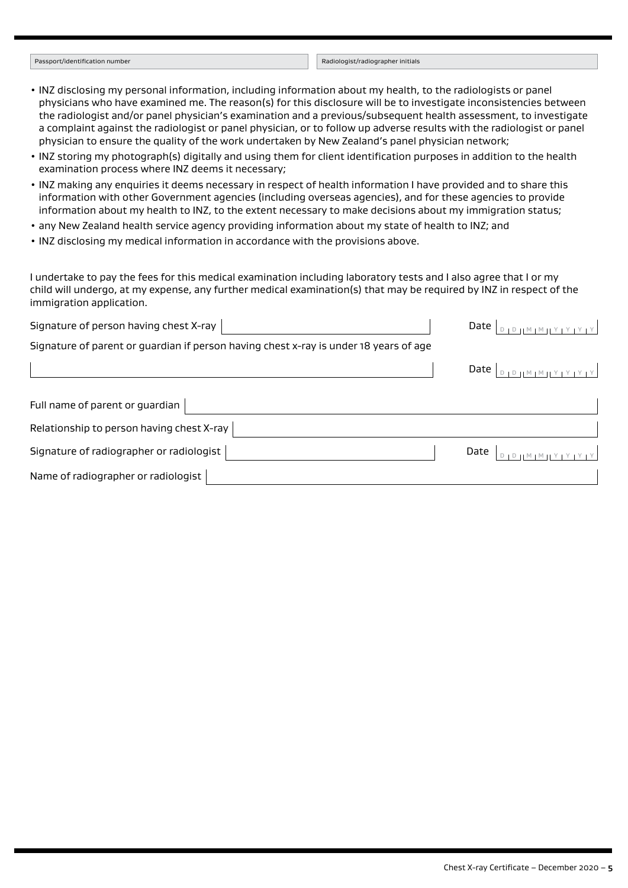Passport/identification number | Radiologist/radiographer initials

- INZ disclosing my personal information, including information about my health, to the radiologists or panel physicians who have examined me. The reason(s) for this disclosure will be to investigate inconsistencies between the radiologist and/or panel physician's examination and a previous/subsequent health assessment, to investigate a complaint against the radiologist or panel physician, or to follow up adverse results with the radiologist or panel physician to ensure the quality of the work undertaken by New Zealand's panel physician network;
- INZ storing my photograph(s) digitally and using them for client identification purposes in addition to the health examination process where INZ deems it necessary;
- INZ making any enquiries it deems necessary in respect of health information I have provided and to share this information with other Government agencies (including overseas agencies), and for these agencies to provide information about my health to INZ, to the extent necessary to make decisions about my immigration status;
- any New Zealand health service agency providing information about my state of health to INZ; and
- INZ disclosing my medical information in accordance with the provisions above.

I undertake to pay the fees for this medical examination including laboratory tests and I also agree that I or my child will undergo, at my expense, any further medical examination(s) that may be required by INZ in respect of the immigration application.

Signature of person having chest X-ray ______________________ Date DD MM YYYY

Signature of parent or guardian if person having chest x-ray is under 18 years of age

______________________ Date DD MM YYYY

Full name of parent or guardian ______________________

Relationship to person having chest X-ray ______________________

Signature of radiographer or radiologist ______________________ Date DD MM YYYY

Name of radiographer or radiologist ______________________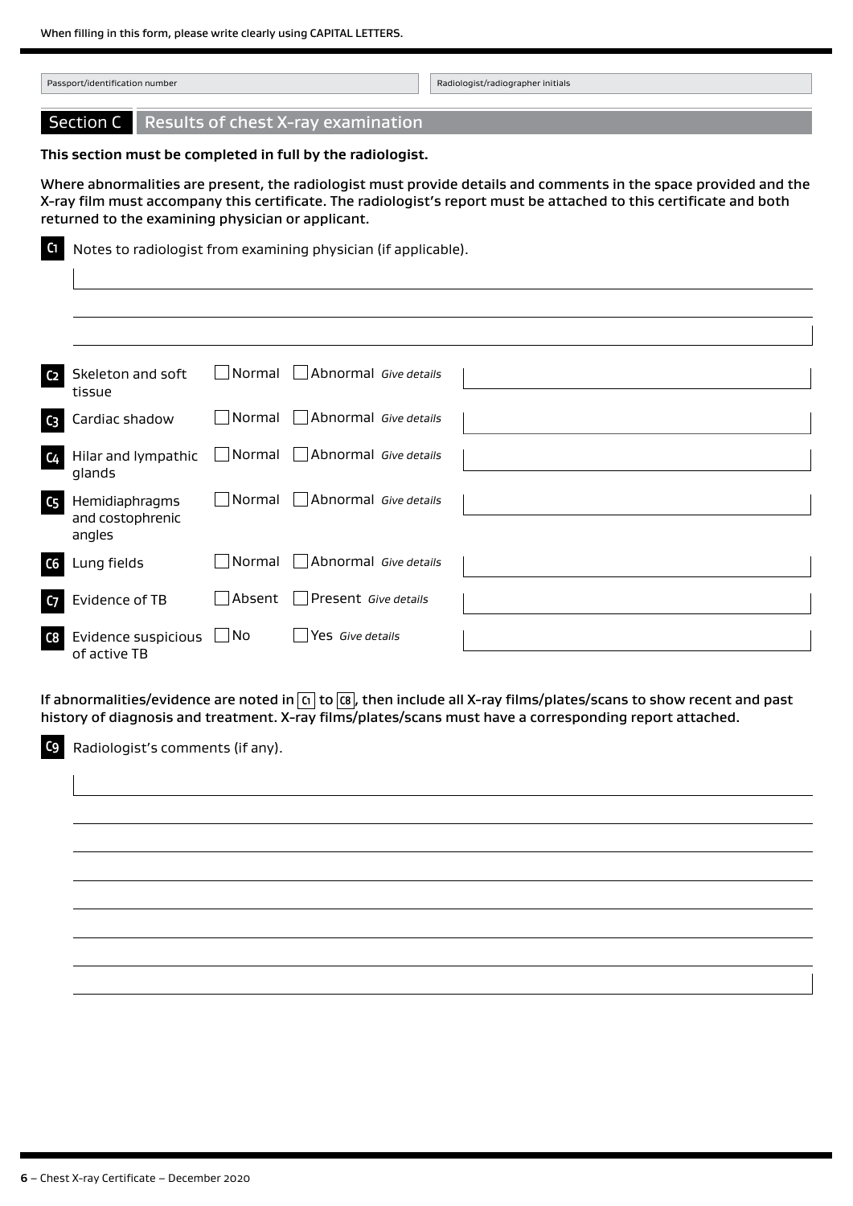When filling in this form, please write clearly using CAPITAL LETTERS.

| Passport/identification number | Radiologist/radiographer initials |
| --- | --- |
| | |

## Section C Results of chest X-ray examination

**This section must be completed in full by the radiologist.**

**Where abnormalities are present, the radiologist must provide details and comments in the space provided and the X-ray film must accompany this certificate. The radiologist's report must be attached to this certificate and both returned to the examining physician or applicant.**

**C1** Notes to radiologist from examining physician (if applicable).

| | | | |
| --- | --- | --- | --- |
| **C2** Skeleton and soft tissue | ☐ Normal | ☐ Abnormal *Give details* | |
| **C3** Cardiac shadow | ☐ Normal | ☐ Abnormal *Give details* | |
| **C4** Hilar and lympathic glands | ☐ Normal | ☐ Abnormal *Give details* | |
| **C5** Hemidiaphragms and costophrenic angles | ☐ Normal | ☐ Abnormal *Give details* | |
| **C6** Lung fields | ☐ Normal | ☐ Abnormal *Give details* | |
| **C7** Evidence of TB | ☐ Absent | ☐ Present *Give details* | |
| **C8** Evidence suspicious of active TB | ☐ No | ☐ Yes *Give details* | |

**If abnormalities/evidence are noted in C1 to C8, then include all X-ray films/plates/scans to show recent and past history of diagnosis and treatment. X-ray films/plates/scans must have a corresponding report attached.**

**C9** Radiologist's comments (if any).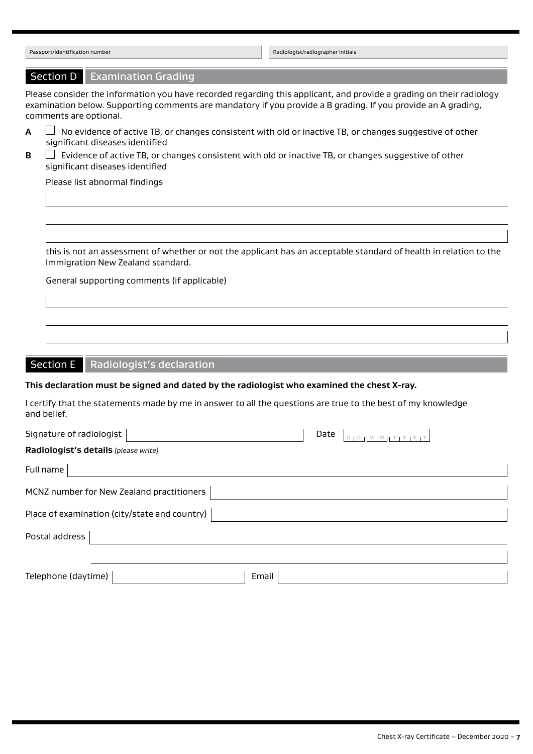| Passport/identification number | Radiologist/radiographer initials |
|---|---|
| | |

## Section D Examination Grading

Please consider the information you have recorded regarding this applicant, and provide a grading on their radiology examination below. Supporting comments are mandatory if you provide a B grading. If you provide an A grading, comments are optional.

**A** ☐ No evidence of active TB, or changes consistent with old or inactive TB, or changes suggestive of other significant diseases identified

**B** ☐ Evidence of active TB, or changes consistent with old or inactive TB, or changes suggestive of other significant diseases identified

Please list abnormal findings

_______________________________________________

_______________________________________________

_______________________________________________

this is not an assessment of whether or not the applicant has an acceptable standard of health in relation to the Immigration New Zealand standard.

General supporting comments (if applicable)

_______________________________________________

_______________________________________________

_______________________________________________

## Section E Radiologist's declaration

**This declaration must be signed and dated by the radiologist who examined the chest X-ray.**

I certify that the statements made by me in answer to all the questions are true to the best of my knowledge and belief.

Signature of radiologist _______________ Date D D M M Y Y Y Y

**Radiologist's details** *(please write)*

Full name _______________

MCNZ number for New Zealand practitioners _______________

Place of examination (city/state and country) _______________

Postal address _______________

_______________

Telephone (daytime) _______________ Email _______________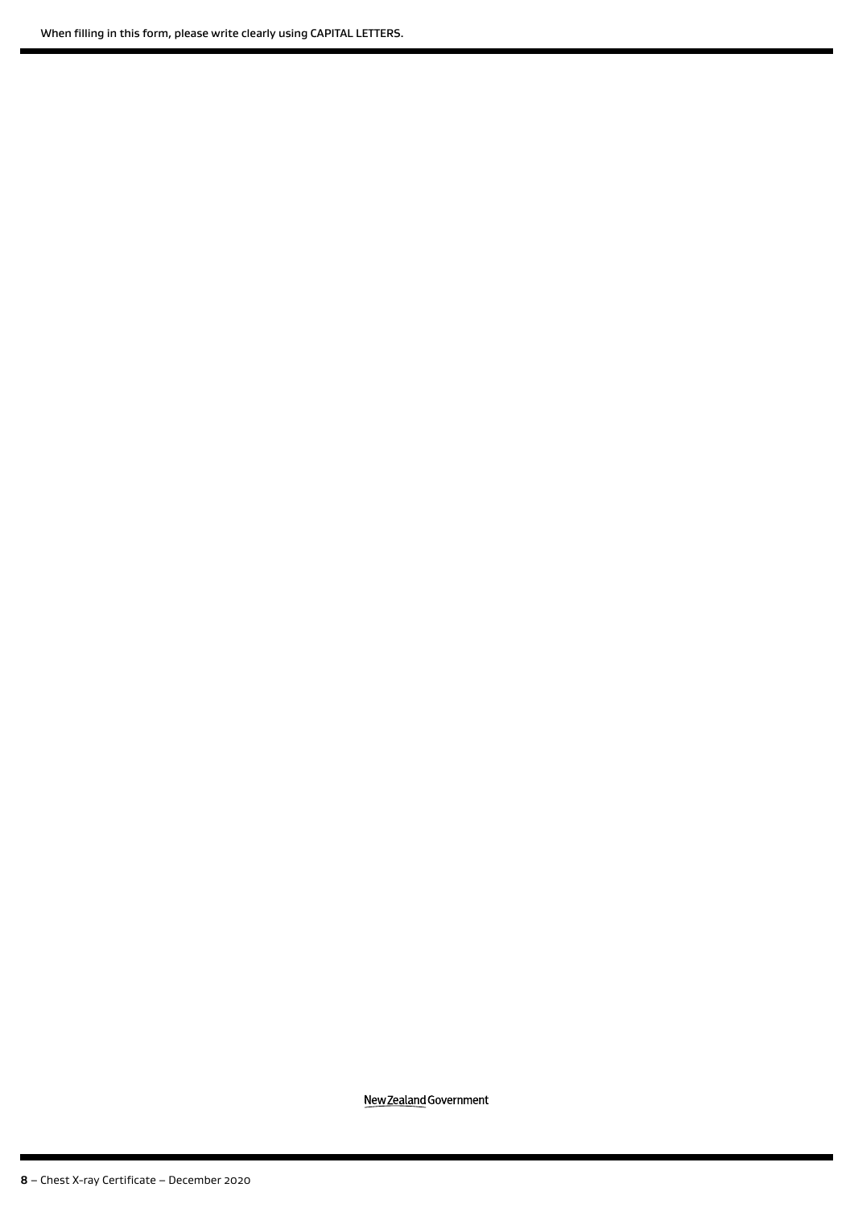New Zealand Government